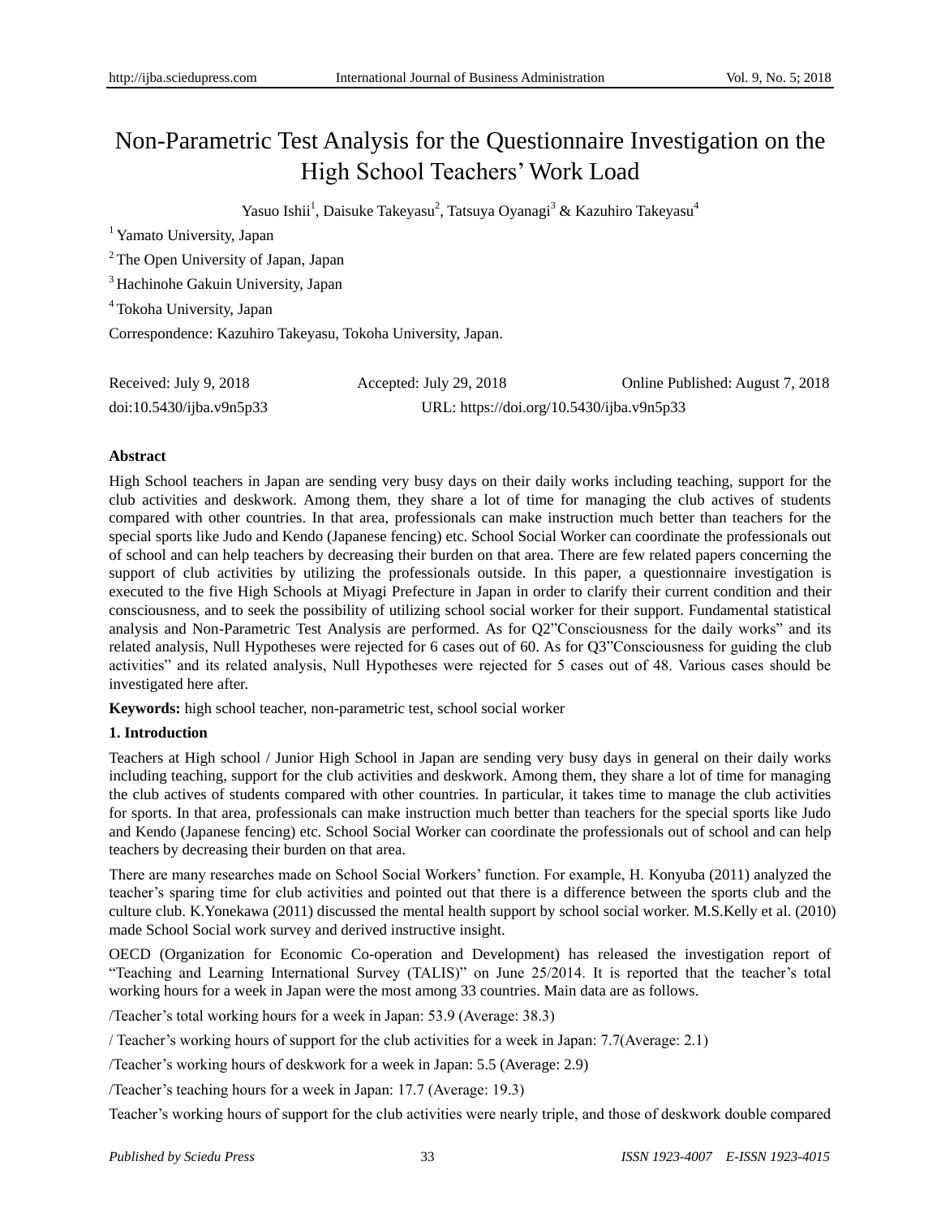# Non-Parametric Test Analysis for the Questionnaire Investigation on the High School Teachers' Work Load

Yasuo Ishii[1], Daisuke Takeyasu[2], Tatsuya Oyanagi[3] & Kazuhiro Takeyasu[4]

[1] Yamato University, Japan

[2] The Open University of Japan, Japan

[3] Hachinohe Gakuin University, Japan

[4] Tokoha University, Japan

Correspondence: Kazuhiro Takeyasu, Tokoha University, Japan.

Received: July 9, 2018 Accepted: July 29, 2018 Online Published: August 7, 2018

doi:10.5430/ijba.v9n5p33 URL: https://doi.org/10.5430/ijba.v9n5p33

**Abstract**

High School teachers in Japan are sending very busy days on their daily works including teaching, support for the club activities and deskwork. Among them, they share a lot of time for managing the club actives of students compared with other countries. In that area, professionals can make instruction much better than teachers for the special sports like Judo and Kendo (Japanese fencing) etc. School Social Worker can coordinate the professionals out of school and can help teachers by decreasing their burden on that area. There are few related papers concerning the support of club activities by utilizing the professionals outside. In this paper, a questionnaire investigation is executed to the five High Schools at Miyagi Prefecture in Japan in order to clarify their current condition and their consciousness, and to seek the possibility of utilizing school social worker for their support. Fundamental statistical analysis and Non-Parametric Test Analysis are performed. As for Q2"Consciousness for the daily works" and its related analysis, Null Hypotheses were rejected for 6 cases out of 60. As for Q3"Consciousness for guiding the club activities" and its related analysis, Null Hypotheses were rejected for 5 cases out of 48. Various cases should be investigated here after.

**Keywords:** high school teacher, non-parametric test, school social worker

## 1. Introduction

Teachers at High school / Junior High School in Japan are sending very busy days in general on their daily works including teaching, support for the club activities and deskwork. Among them, they share a lot of time for managing the club actives of students compared with other countries. In particular, it takes time to manage the club activities for sports. In that area, professionals can make instruction much better than teachers for the special sports like Judo and Kendo (Japanese fencing) etc. School Social Worker can coordinate the professionals out of school and can help teachers by decreasing their burden on that area.

There are many researches made on School Social Workers' function. For example, H. Konyuba (2011) analyzed the teacher's sparing time for club activities and pointed out that there is a difference between the sports club and the culture club. K.Yonekawa (2011) discussed the mental health support by school social worker. M.S.Kelly et al. (2010) made School Social work survey and derived instructive insight.

OECD (Organization for Economic Co-operation and Development) has released the investigation report of "Teaching and Learning International Survey (TALIS)" on June 25/2014. It is reported that the teacher's total working hours for a week in Japan were the most among 33 countries. Main data are as follows.

/Teacher's total working hours for a week in Japan: 53.9 (Average: 38.3)

/ Teacher's working hours of support for the club activities for a week in Japan: 7.7(Average: 2.1)

/Teacher's working hours of deskwork for a week in Japan: 5.5 (Average: 2.9)

/Teacher's teaching hours for a week in Japan: 17.7 (Average: 19.3)

Teacher's working hours of support for the club activities were nearly triple, and those of deskwork double compared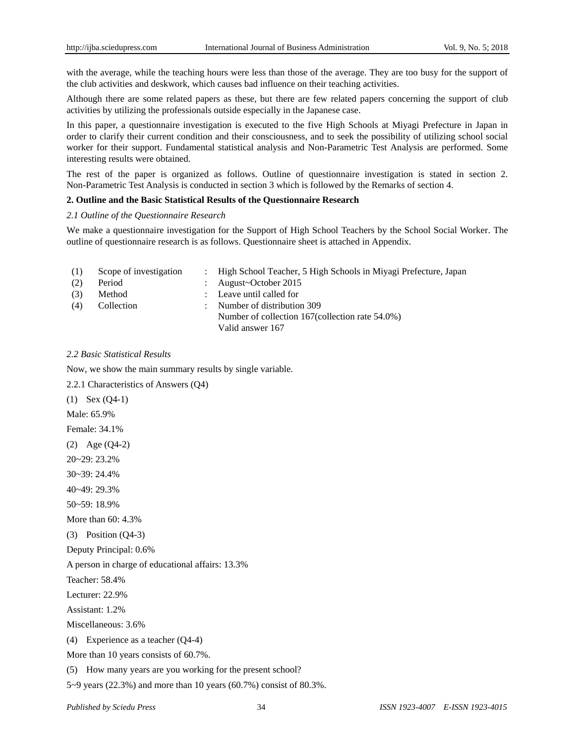with the average, while the teaching hours were less than those of the average. They are too busy for the support of the club activities and deskwork, which causes bad influence on their teaching activities.

Although there are some related papers as these, but there are few related papers concerning the support of club activities by utilizing the professionals outside especially in the Japanese case.

In this paper, a questionnaire investigation is executed to the five High Schools at Miyagi Prefecture in Japan in order to clarify their current condition and their consciousness, and to seek the possibility of utilizing school social worker for their support. Fundamental statistical analysis and Non-Parametric Test Analysis are performed. Some interesting results were obtained.

The rest of the paper is organized as follows. Outline of questionnaire investigation is stated in section 2. Non-Parametric Test Analysis is conducted in section 3 which is followed by the Remarks of section 4.

## 2. Outline and the Basic Statistical Results of the Questionnaire Research

### *2.1 Outline of the Questionnaire Research*

We make a questionnaire investigation for the Support of High School Teachers by the School Social Worker. The outline of questionnaire research is as follows. Questionnaire sheet is attached in Appendix.

| | | | |
|---|---|---|---|
| (1) | Scope of investigation | : | High School Teacher, 5 High Schools in Miyagi Prefecture, Japan |
| (2) | Period | : | August~October 2015 |
| (3) | Method | : | Leave until called for |
| (4) | Collection | : | Number of distribution 309<br>Number of collection 167(collection rate 54.0%)<br>Valid answer 167 |

### *2.2 Basic Statistical Results*

Now, we show the main summary results by single variable.

2.2.1 Characteristics of Answers (Q4)

(1) Sex (Q4-1)

Male: 65.9%

Female: 34.1%

(2) Age (Q4-2)

20~29: 23.2%

30~39: 24.4%

40~49: 29.3%

50~59: 18.9%

More than 60: 4.3%

(3) Position (Q4-3)

Deputy Principal: 0.6%

A person in charge of educational affairs: 13.3%

Teacher: 58.4%

Lecturer: 22.9%

Assistant: 1.2%

Miscellaneous: 3.6%

(4) Experience as a teacher (Q4-4)

More than 10 years consists of 60.7%.

(5) How many years are you working for the present school?

5~9 years (22.3%) and more than 10 years (60.7%) consist of 80.3%.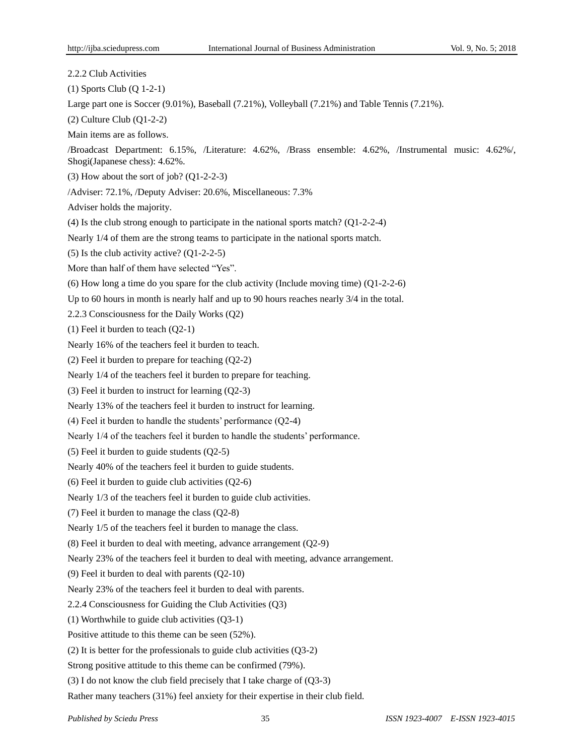2.2.2 Club Activities

(1) Sports Club (Q 1-2-1)

Large part one is Soccer (9.01%), Baseball (7.21%), Volleyball (7.21%) and Table Tennis (7.21%).

(2) Culture Club (Q1-2-2)

Main items are as follows.

/Broadcast Department: 6.15%, /Literature: 4.62%, /Brass ensemble: 4.62%, /Instrumental music: 4.62%/, Shogi(Japanese chess): 4.62%.

(3) How about the sort of job? (Q1-2-2-3)

/Adviser: 72.1%, /Deputy Adviser: 20.6%, Miscellaneous: 7.3%

Adviser holds the majority.

(4) Is the club strong enough to participate in the national sports match? (Q1-2-2-4)

Nearly 1/4 of them are the strong teams to participate in the national sports match.

(5) Is the club activity active? (Q1-2-2-5)

More than half of them have selected "Yes".

(6) How long a time do you spare for the club activity (Include moving time) (Q1-2-2-6)

Up to 60 hours in month is nearly half and up to 90 hours reaches nearly 3/4 in the total.

2.2.3 Consciousness for the Daily Works (Q2)

(1) Feel it burden to teach (Q2-1)

Nearly 16% of the teachers feel it burden to teach.

(2) Feel it burden to prepare for teaching (Q2-2)

Nearly 1/4 of the teachers feel it burden to prepare for teaching.

(3) Feel it burden to instruct for learning (Q2-3)

Nearly 13% of the teachers feel it burden to instruct for learning.

(4) Feel it burden to handle the students' performance (Q2-4)

Nearly 1/4 of the teachers feel it burden to handle the students' performance.

(5) Feel it burden to guide students (Q2-5)

Nearly 40% of the teachers feel it burden to guide students.

(6) Feel it burden to guide club activities (Q2-6)

Nearly 1/3 of the teachers feel it burden to guide club activities.

(7) Feel it burden to manage the class (Q2-8)

Nearly 1/5 of the teachers feel it burden to manage the class.

(8) Feel it burden to deal with meeting, advance arrangement (Q2-9)

Nearly 23% of the teachers feel it burden to deal with meeting, advance arrangement.

(9) Feel it burden to deal with parents (Q2-10)

Nearly 23% of the teachers feel it burden to deal with parents.

2.2.4 Consciousness for Guiding the Club Activities (Q3)

(1) Worthwhile to guide club activities (Q3-1)

Positive attitude to this theme can be seen (52%).

(2) It is better for the professionals to guide club activities (Q3-2)

Strong positive attitude to this theme can be confirmed (79%).

(3) I do not know the club field precisely that I take charge of (Q3-3)

Rather many teachers (31%) feel anxiety for their expertise in their club field.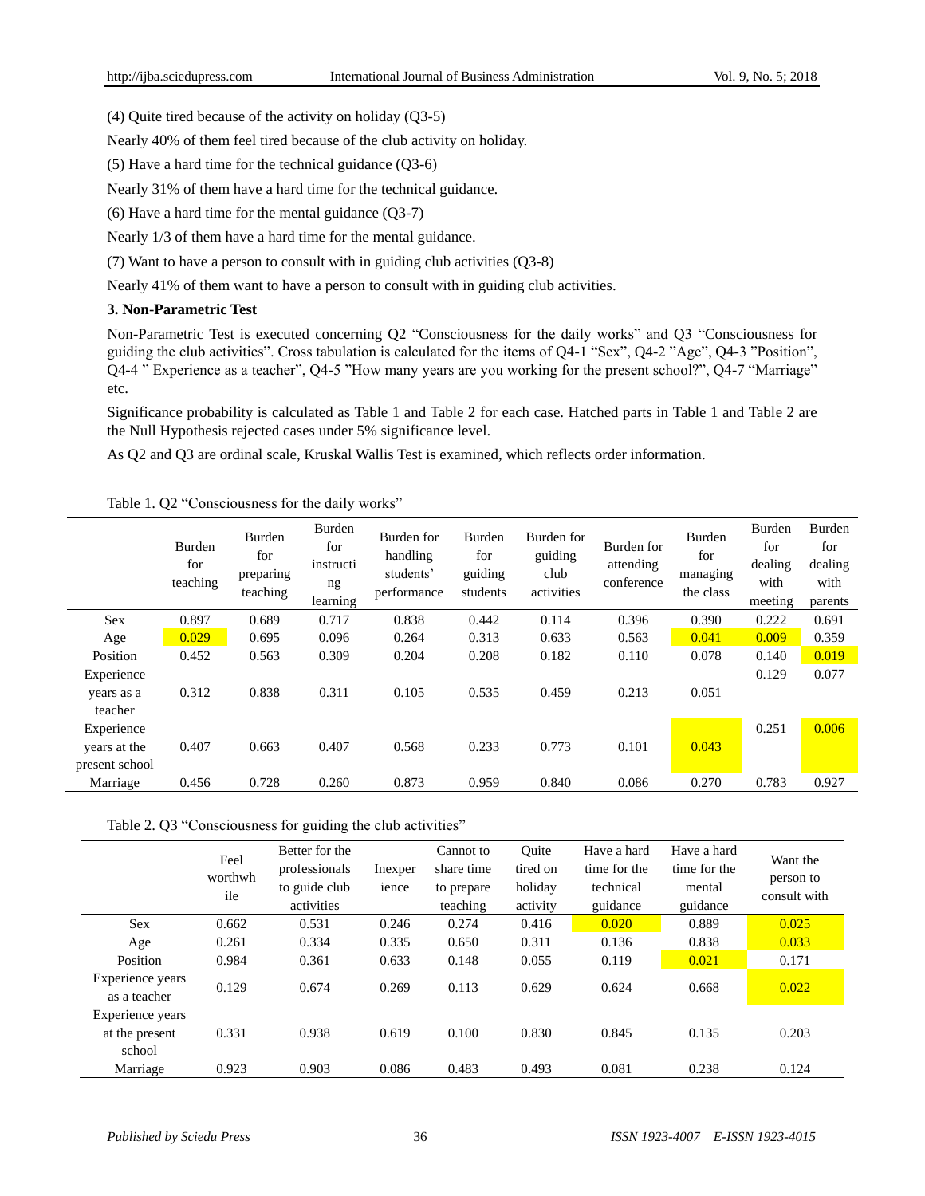(4) Quite tired because of the activity on holiday (Q3-5)

Nearly 40% of them feel tired because of the club activity on holiday.

(5) Have a hard time for the technical guidance (Q3-6)

Nearly 31% of them have a hard time for the technical guidance.

(6) Have a hard time for the mental guidance (Q3-7)

Nearly 1/3 of them have a hard time for the mental guidance.

(7) Want to have a person to consult with in guiding club activities (Q3-8)

Nearly 41% of them want to have a person to consult with in guiding club activities.

**3. Non-Parametric Test**

Non-Parametric Test is executed concerning Q2 "Consciousness for the daily works" and Q3 "Consciousness for guiding the club activities". Cross tabulation is calculated for the items of Q4-1 "Sex", Q4-2 "Age", Q4-3 "Position", Q4-4 " Experience as a teacher", Q4-5 "How many years are you working for the present school?", Q4-7 "Marriage" etc.

Significance probability is calculated as Table 1 and Table 2 for each case. Hatched parts in Table 1 and Table 2 are the Null Hypothesis rejected cases under 5% significance level.

As Q2 and Q3 are ordinal scale, Kruskal Wallis Test is examined, which reflects order information.

Table 1. Q2 "Consciousness for the daily works"

| | Burden for teaching | Burden for preparing teaching | Burden for instructing learning | Burden for handling students' performance | Burden for guiding students | Burden for guiding club activities | Burden for attending conference | Burden for managing the class | Burden for dealing with meeting | Burden for dealing with parents |
|---|---|---|---|---|---|---|---|---|---|---|
| Sex | 0.897 | 0.689 | 0.717 | 0.838 | 0.442 | 0.114 | 0.396 | 0.390 | 0.222 | 0.691 |
| Age | 0.029 | 0.695 | 0.096 | 0.264 | 0.313 | 0.633 | 0.563 | 0.041 | 0.009 | 0.359 |
| Position | 0.452 | 0.563 | 0.309 | 0.204 | 0.208 | 0.182 | 0.110 | 0.078 | 0.140 | 0.019 |
| Experience years as a teacher | 0.312 | 0.838 | 0.311 | 0.105 | 0.535 | 0.459 | 0.213 | 0.051 | 0.129 | 0.077 |
| Experience years at the present school | 0.407 | 0.663 | 0.407 | 0.568 | 0.233 | 0.773 | 0.101 | 0.043 | 0.251 | 0.006 |
| Marriage | 0.456 | 0.728 | 0.260 | 0.873 | 0.959 | 0.840 | 0.086 | 0.270 | 0.783 | 0.927 |

Table 2. Q3 "Consciousness for guiding the club activities"

| | Feel worthwhile | Better for the professionals to guide club activities | Inexperience | Cannot to share time to prepare teaching | Quite tired on holiday activity | Have a hard time for the technical guidance | Have a hard time for the mental guidance | Want the person to consult with |
|---|---|---|---|---|---|---|---|---|
| Sex | 0.662 | 0.531 | 0.246 | 0.274 | 0.416 | 0.020 | 0.889 | 0.025 |
| Age | 0.261 | 0.334 | 0.335 | 0.650 | 0.311 | 0.136 | 0.838 | 0.033 |
| Position | 0.984 | 0.361 | 0.633 | 0.148 | 0.055 | 0.119 | 0.021 | 0.171 |
| Experience years as a teacher | 0.129 | 0.674 | 0.269 | 0.113 | 0.629 | 0.624 | 0.668 | 0.022 |
| Experience years at the present school | 0.331 | 0.938 | 0.619 | 0.100 | 0.830 | 0.845 | 0.135 | 0.203 |
| Marriage | 0.923 | 0.903 | 0.086 | 0.483 | 0.493 | 0.081 | 0.238 | 0.124 |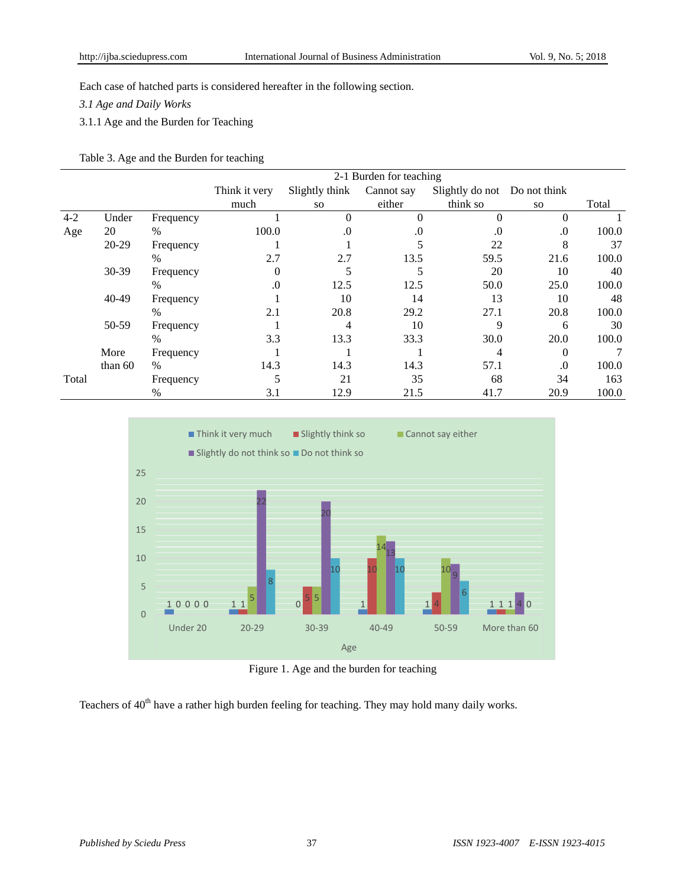Each case of hatched parts is considered hereafter in the following section.

### *3.1 Age and Daily Works*

#### 3.1.1 Age and the Burden for Teaching

Table 3. Age and the Burden for teaching

| | | | 2-1 Burden for teaching | | | | | |
|---|---|---|---|---|---|---|---|---|
| | | | Think it very much | Slightly think so | Cannot say either | Slightly do not think so | Do not think so | Total |
| 4-2 Age | Under 20 | Frequency | 1 | 0 | 0 | 0 | 0 | 1 |
| | | % | 100.0 | .0 | .0 | .0 | .0 | 100.0 |
| | 20-29 | Frequency | 1 | 1 | 5 | 22 | 8 | 37 |
| | | % | 2.7 | 2.7 | 13.5 | 59.5 | 21.6 | 100.0 |
| | 30-39 | Frequency | 0 | 5 | 5 | 20 | 10 | 40 |
| | | % | .0 | 12.5 | 12.5 | 50.0 | 25.0 | 100.0 |
| | 40-49 | Frequency | 1 | 10 | 14 | 13 | 10 | 48 |
| | | % | 2.1 | 20.8 | 29.2 | 27.1 | 20.8 | 100.0 |
| | 50-59 | Frequency | 1 | 4 | 10 | 9 | 6 | 30 |
| | | % | 3.3 | 13.3 | 33.3 | 30.0 | 20.0 | 100.0 |
| | More than 60 | Frequency | 1 | 1 | 1 | 4 | 0 | 7 |
| | | % | 14.3 | 14.3 | 14.3 | 57.1 | .0 | 100.0 |
| Total | | Frequency | 5 | 21 | 35 | 68 | 34 | 163 |
| | | % | 3.1 | 12.9 | 21.5 | 41.7 | 20.9 | 100.0 |

Figure 1. Age and the burden for teaching

Teachers of 40th have a rather high burden feeling for teaching. They may hold many daily works.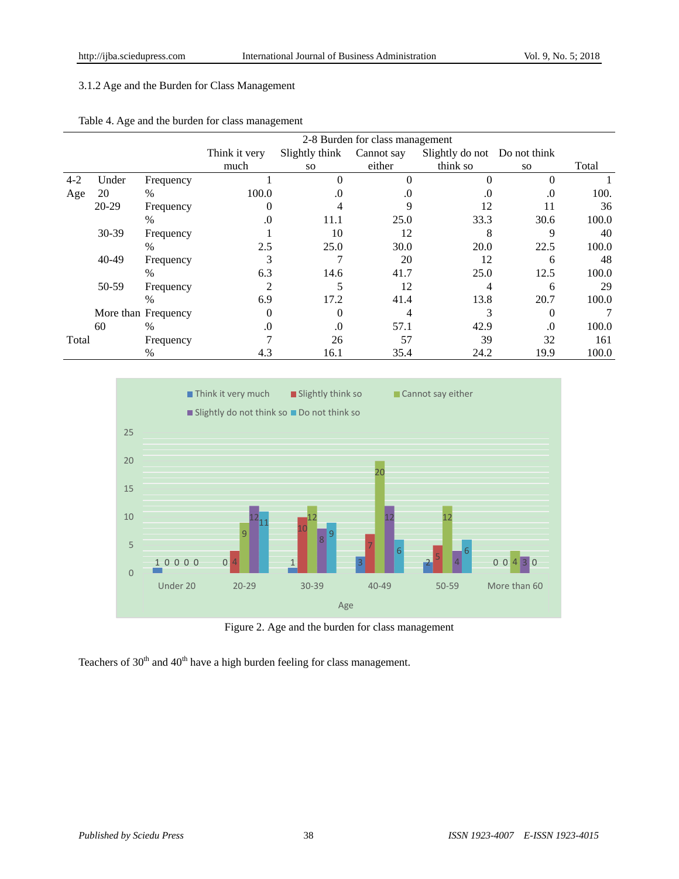3.1.2 Age and the Burden for Class Management

Table 4. Age and the burden for class management

| | | | 2-8 Burden for class management | | | | | |
|---|---|---|---|---|---|---|---|---|
| | | | Think it very much | Slightly think so | Cannot say either | Slightly do not think so | Do not think so | Total |
| 4-2 Age | Under 20 | Frequency | 1 | 0 | 0 | 0 | 0 | 1 |
| | | % | 100.0 | .0 | .0 | .0 | .0 | 100. |
| | 20-29 | Frequency | 0 | 4 | 9 | 12 | 11 | 36 |
| | | % | .0 | 11.1 | 25.0 | 33.3 | 30.6 | 100.0 |
| | 30-39 | Frequency | 1 | 10 | 12 | 8 | 9 | 40 |
| | | % | 2.5 | 25.0 | 30.0 | 20.0 | 22.5 | 100.0 |
| | 40-49 | Frequency | 3 | 7 | 20 | 12 | 6 | 48 |
| | | % | 6.3 | 14.6 | 41.7 | 25.0 | 12.5 | 100.0 |
| | 50-59 | Frequency | 2 | 5 | 12 | 4 | 6 | 29 |
| | | % | 6.9 | 17.2 | 41.4 | 13.8 | 20.7 | 100.0 |
| | More than 60 | Frequency | 0 | 0 | 4 | 3 | 0 | 7 |
| | | % | .0 | .0 | 57.1 | 42.9 | .0 | 100.0 |
| Total | | Frequency | 7 | 26 | 57 | 39 | 32 | 161 |
| | | % | 4.3 | 16.1 | 35.4 | 24.2 | 19.9 | 100.0 |

Figure 2. Age and the burden for class management

Teachers of 30th and 40th have a high burden feeling for class management.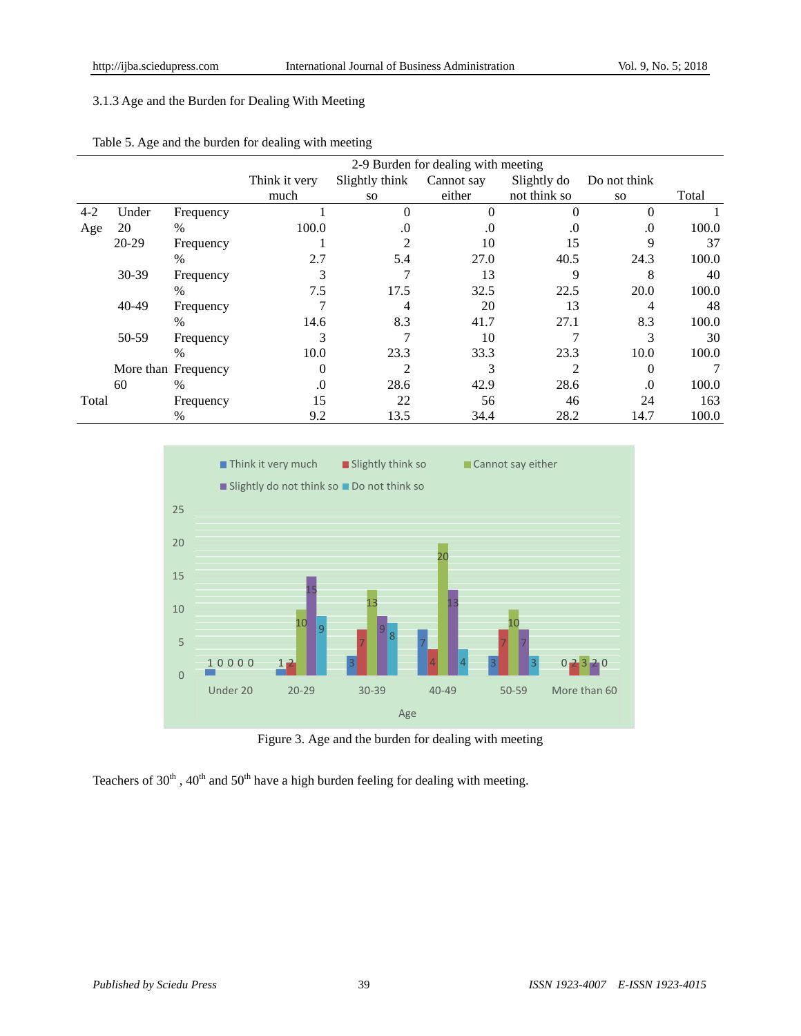### 3.1.3 Age and the Burden for Dealing With Meeting

Table 5. Age and the burden for dealing with meeting

| | | | 2-9 Burden for dealing with meeting | | | | | |
|---|---|---|---|---|---|---|---|---|
| | | | Think it very much | Slightly think so | Cannot say either | Slightly do not think so | Do not think so | Total |
| 4-2 Age | Under 20 | Frequency | 1 | 0 | 0 | 0 | 0 | 1 |
| | | % | 100.0 | .0 | .0 | .0 | .0 | 100.0 |
| | 20-29 | Frequency | 1 | 2 | 10 | 15 | 9 | 37 |
| | | % | 2.7 | 5.4 | 27.0 | 40.5 | 24.3 | 100.0 |
| | 30-39 | Frequency | 3 | 7 | 13 | 9 | 8 | 40 |
| | | % | 7.5 | 17.5 | 32.5 | 22.5 | 20.0 | 100.0 |
| | 40-49 | Frequency | 7 | 4 | 20 | 13 | 4 | 48 |
| | | % | 14.6 | 8.3 | 41.7 | 27.1 | 8.3 | 100.0 |
| | 50-59 | Frequency | 3 | 7 | 10 | 7 | 3 | 30 |
| | | % | 10.0 | 23.3 | 33.3 | 23.3 | 10.0 | 100.0 |
| | More than 60 | Frequency | 0 | 2 | 3 | 2 | 0 | 7 |
| | | % | .0 | 28.6 | 42.9 | 28.6 | .0 | 100.0 |
| Total | | Frequency | 15 | 22 | 56 | 46 | 24 | 163 |
| | | % | 9.2 | 13.5 | 34.4 | 28.2 | 14.7 | 100.0 |

Figure 3. Age and the burden for dealing with meeting

Teachers of 30th , 40th and 50th have a high burden feeling for dealing with meeting.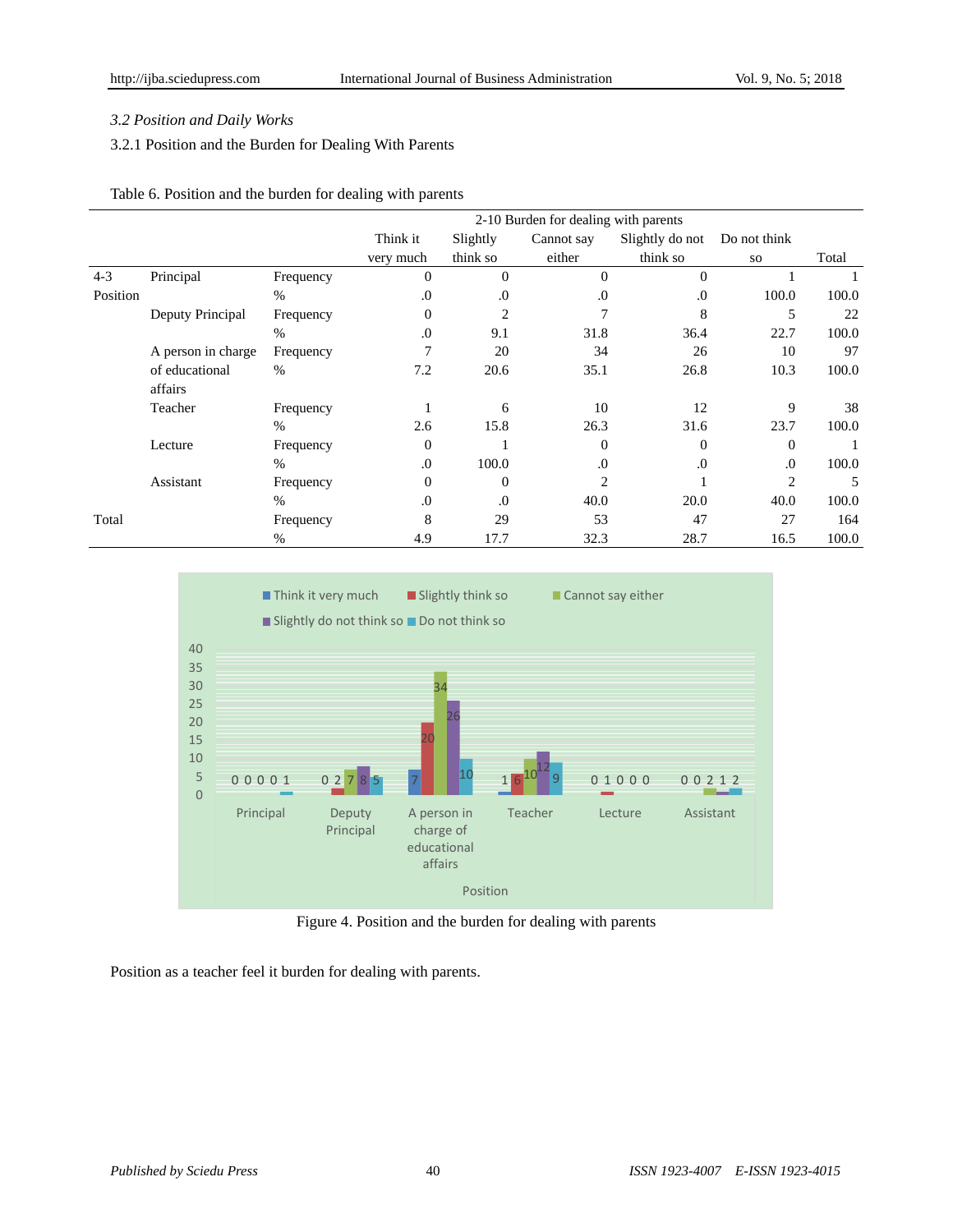*3.2 Position and Daily Works*

3.2.1 Position and the Burden for Dealing With Parents

Table 6. Position and the burden for dealing with parents

| | | | 2-10 Burden for dealing with parents | | | | | |
|---|---|---|---|---|---|---|---|---|
| | | | Think it very much | Slightly think so | Cannot say either | Slightly do not think so | Do not think so | Total |
| 4-3 Position | Principal | Frequency | 0 | 0 | 0 | 0 | 1 | 1 |
| | | % | .0 | .0 | .0 | .0 | 100.0 | 100.0 |
| | Deputy Principal | Frequency | 0 | 2 | 7 | 8 | 5 | 22 |
| | | % | .0 | 9.1 | 31.8 | 36.4 | 22.7 | 100.0 |
| | A person in charge of educational affairs | Frequency | 7 | 20 | 34 | 26 | 10 | 97 |
| | | % | 7.2 | 20.6 | 35.1 | 26.8 | 10.3 | 100.0 |
| | Teacher | Frequency | 1 | 6 | 10 | 12 | 9 | 38 |
| | | % | 2.6 | 15.8 | 26.3 | 31.6 | 23.7 | 100.0 |
| | Lecture | Frequency | 0 | 1 | 0 | 0 | 0 | 1 |
| | | % | .0 | 100.0 | .0 | .0 | .0 | 100.0 |
| | Assistant | Frequency | 0 | 0 | 2 | 1 | 2 | 5 |
| | | % | .0 | .0 | 40.0 | 20.0 | 40.0 | 100.0 |
| Total | | Frequency | 8 | 29 | 53 | 47 | 27 | 164 |
| | | % | 4.9 | 17.7 | 32.3 | 28.7 | 16.5 | 100.0 |

Figure 4. Position and the burden for dealing with parents

Position as a teacher feel it burden for dealing with parents.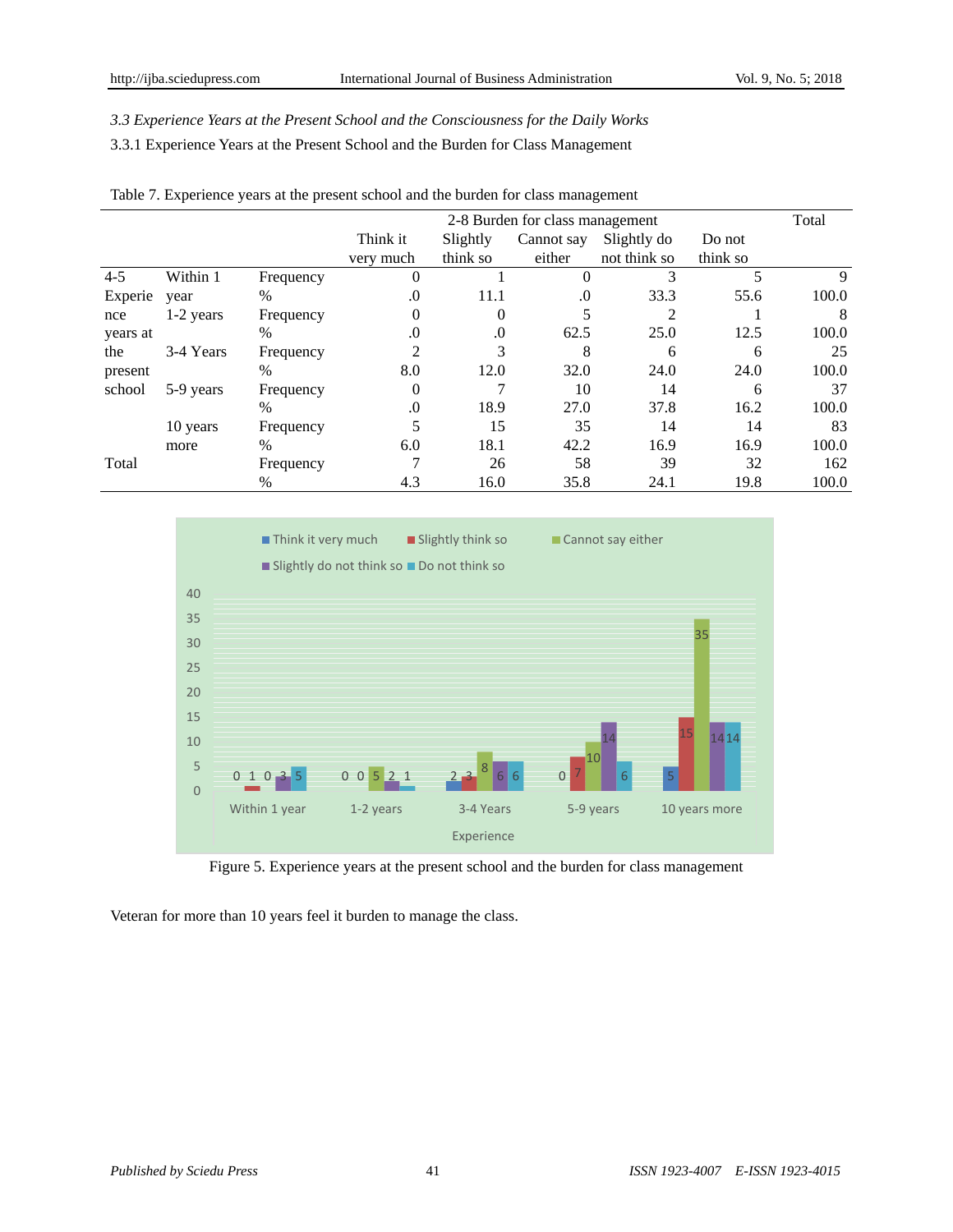### *3.3 Experience Years at the Present School and the Consciousness for the Daily Works*

3.3.1 Experience Years at the Present School and the Burden for Class Management

Table 7. Experience years at the present school and the burden for class management

| | | | 2-8 Burden for class management | | | | | Total |
|---|---|---|---|---|---|---|---|---|
| | | | Think it very much | Slightly think so | Cannot say either | Slightly do not think so | Do not think so | |
| 4-5 Experience years at the present school | Within 1 year | Frequency | 0 | 1 | 0 | 3 | 5 | 9 |
| | | % | .0 | 11.1 | .0 | 33.3 | 55.6 | 100.0 |
| | 1-2 years | Frequency | 0 | 0 | 5 | 2 | 1 | 8 |
| | | % | .0 | .0 | 62.5 | 25.0 | 12.5 | 100.0 |
| | 3-4 Years | Frequency | 2 | 3 | 8 | 6 | 6 | 25 |
| | | % | 8.0 | 12.0 | 32.0 | 24.0 | 24.0 | 100.0 |
| | 5-9 years | Frequency | 0 | 7 | 10 | 14 | 6 | 37 |
| | | % | .0 | 18.9 | 27.0 | 37.8 | 16.2 | 100.0 |
| | 10 years more | Frequency | 5 | 15 | 35 | 14 | 14 | 83 |
| | | % | 6.0 | 18.1 | 42.2 | 16.9 | 16.9 | 100.0 |
| Total | | Frequency | 7 | 26 | 58 | 39 | 32 | 162 |
| | | % | 4.3 | 16.0 | 35.8 | 24.1 | 19.8 | 100.0 |

Figure 5. Experience years at the present school and the burden for class management

Veteran for more than 10 years feel it burden to manage the class.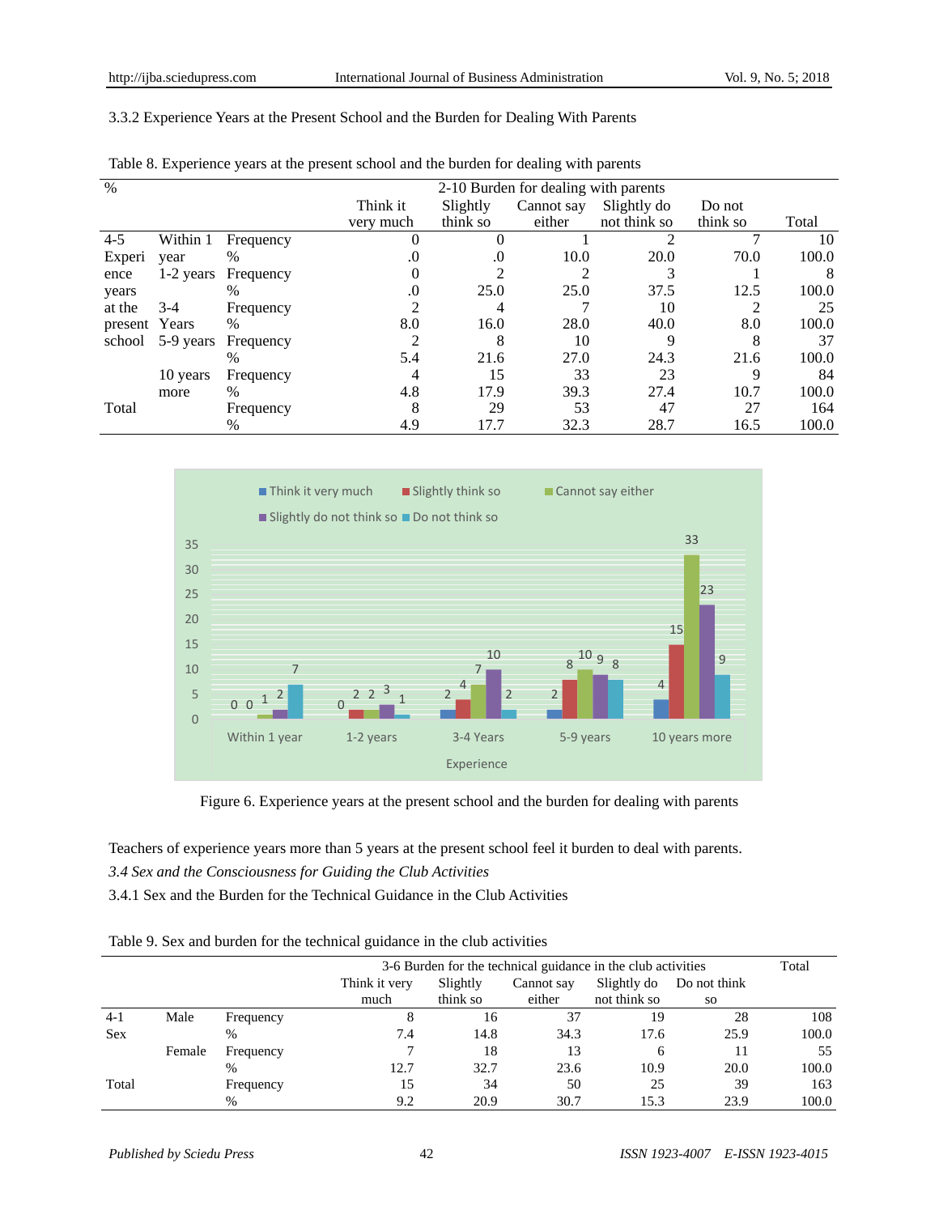3.3.2 Experience Years at the Present School and the Burden for Dealing With Parents

Table 8. Experience years at the present school and the burden for dealing with parents

| % | | | 2-10 Burden for dealing with parents | | | | | |
|---|---|---|---|---|---|---|---|---|
| | | | Think it very much | Slightly think so | Cannot say either | Slightly do not think so | Do not think so | Total |
| 4-5 Experience years at the present school | Within 1 year | Frequency | 0 | 0 | 1 | 2 | 7 | 10 |
| | | % | .0 | .0 | 10.0 | 20.0 | 70.0 | 100.0 |
| | 1-2 years | Frequency | 0 | 2 | 2 | 3 | 1 | 8 |
| | | % | .0 | 25.0 | 25.0 | 37.5 | 12.5 | 100.0 |
| | 3-4 Years | Frequency | 2 | 4 | 7 | 10 | 2 | 25 |
| | | % | 8.0 | 16.0 | 28.0 | 40.0 | 8.0 | 100.0 |
| | 5-9 years | Frequency | 2 | 8 | 10 | 9 | 8 | 37 |
| | | % | 5.4 | 21.6 | 27.0 | 24.3 | 21.6 | 100.0 |
| | 10 years more | Frequency | 4 | 15 | 33 | 23 | 9 | 84 |
| | | % | 4.8 | 17.9 | 39.3 | 27.4 | 10.7 | 100.0 |
| Total | | Frequency | 8 | 29 | 53 | 47 | 27 | 164 |
| | | % | 4.9 | 17.7 | 32.3 | 28.7 | 16.5 | 100.0 |

Figure 6. Experience years at the present school and the burden for dealing with parents

Teachers of experience years more than 5 years at the present school feel it burden to deal with parents.

*3.4 Sex and the Consciousness for Guiding the Club Activities*

3.4.1 Sex and the Burden for the Technical Guidance in the Club Activities

Table 9. Sex and burden for the technical guidance in the club activities

| | | | 3-6 Burden for the technical guidance in the club activities | | | | | Total |
|---|---|---|---|---|---|---|---|---|
| | | | Think it very much | Slightly think so | Cannot say either | Slightly do not think so | Do not think so | |
| 4-1 Sex | Male | Frequency | 8 | 16 | 37 | 19 | 28 | 108 |
| | | % | 7.4 | 14.8 | 34.3 | 17.6 | 25.9 | 100.0 |
| | Female | Frequency | 7 | 18 | 13 | 6 | 11 | 55 |
| | | % | 12.7 | 32.7 | 23.6 | 10.9 | 20.0 | 100.0 |
| Total | | Frequency | 15 | 34 | 50 | 25 | 39 | 163 |
| | | % | 9.2 | 20.9 | 30.7 | 15.3 | 23.9 | 100.0 |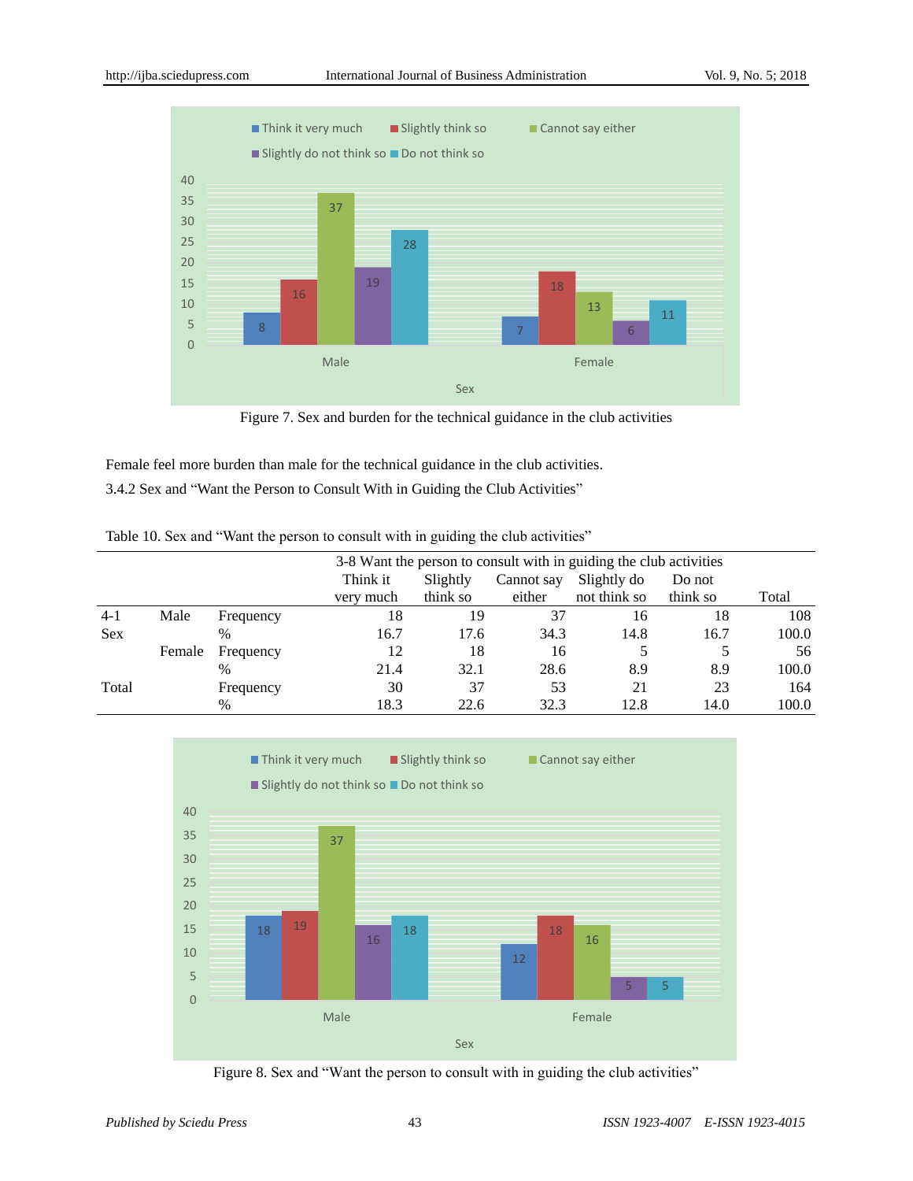Figure 7. Sex and burden for the technical guidance in the club activities

Female feel more burden than male for the technical guidance in the club activities.

3.4.2 Sex and "Want the Person to Consult With in Guiding the Club Activities"

Table 10. Sex and "Want the person to consult with in guiding the club activities"

| | | | 3-8 Want the person to consult with in guiding the club activities | | | | | |
|---|---|---|---|---|---|---|---|---|
| | | | Think it very much | Slightly think so | Cannot say either | Slightly do not think so | Do not think so | Total |
| 4-1 Sex | Male | Frequency | 18 | 19 | 37 | 16 | 18 | 108 |
| | | % | 16.7 | 17.6 | 34.3 | 14.8 | 16.7 | 100.0 |
| | Female | Frequency | 12 | 18 | 16 | 5 | 5 | 56 |
| | | % | 21.4 | 32.1 | 28.6 | 8.9 | 8.9 | 100.0 |
| Total | | Frequency | 30 | 37 | 53 | 21 | 23 | 164 |
| | | % | 18.3 | 22.6 | 32.3 | 12.8 | 14.0 | 100.0 |

Figure 8. Sex and "Want the person to consult with in guiding the club activities"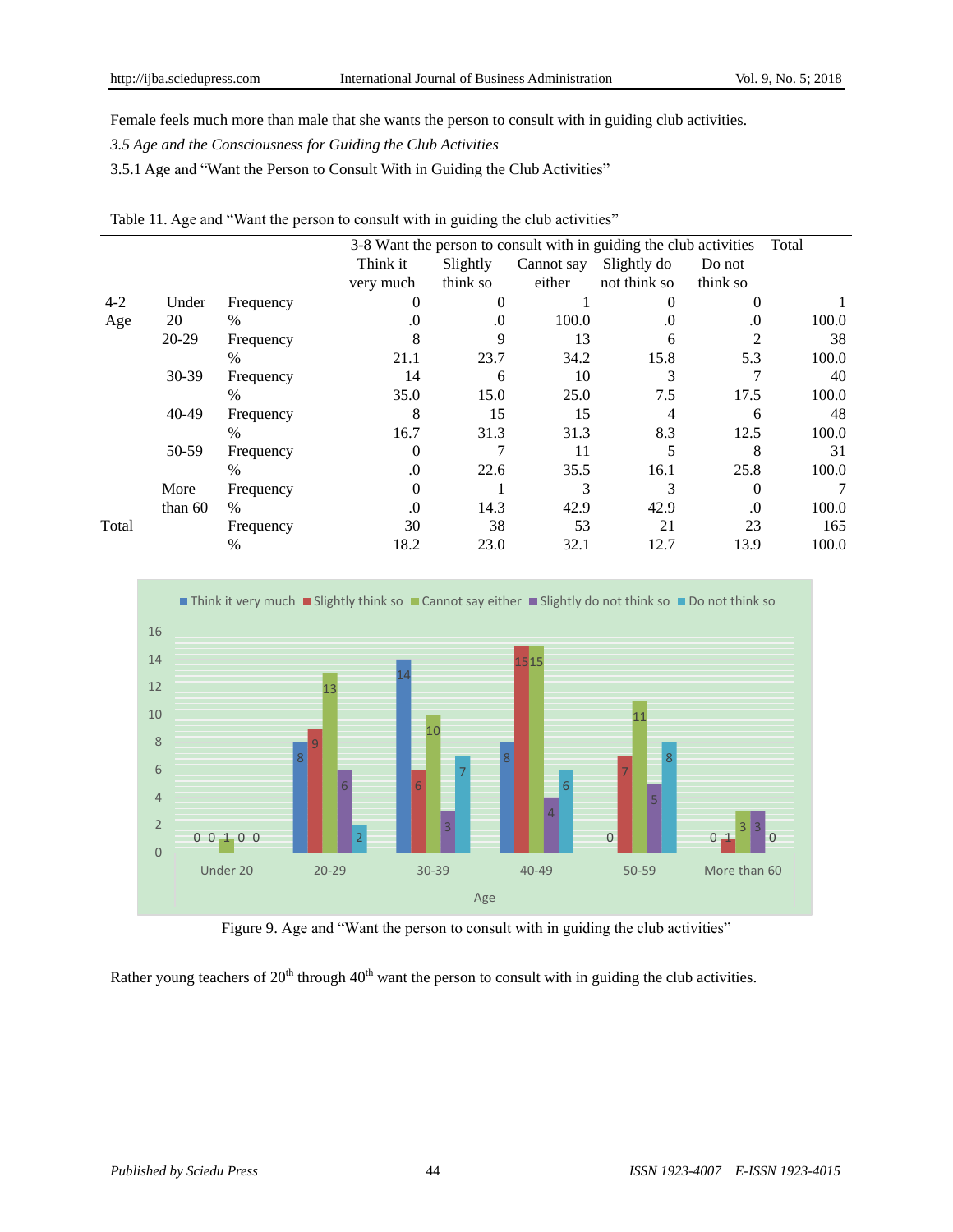Female feels much more than male that she wants the person to consult with in guiding club activities.

*3.5 Age and the Consciousness for Guiding the Club Activities*

3.5.1 Age and "Want the Person to Consult With in Guiding the Club Activities"

Table 11. Age and "Want the person to consult with in guiding the club activities"

| | | | 3-8 Want the person to consult with in guiding the club activities | | | | | Total |
|---|---|---|---|---|---|---|---|---|
| | | | Think it very much | Slightly think so | Cannot say either | Slightly do not think so | Do not think so | |
| 4-2 Age | Under 20 | Frequency | 0 | 0 | 1 | 0 | 0 | 1 |
| | | % | .0 | .0 | 100.0 | .0 | .0 | 100.0 |
| | 20-29 | Frequency | 8 | 9 | 13 | 6 | 2 | 38 |
| | | % | 21.1 | 23.7 | 34.2 | 15.8 | 5.3 | 100.0 |
| | 30-39 | Frequency | 14 | 6 | 10 | 3 | 7 | 40 |
| | | % | 35.0 | 15.0 | 25.0 | 7.5 | 17.5 | 100.0 |
| | 40-49 | Frequency | 8 | 15 | 15 | 4 | 6 | 48 |
| | | % | 16.7 | 31.3 | 31.3 | 8.3 | 12.5 | 100.0 |
| | 50-59 | Frequency | 0 | 7 | 11 | 5 | 8 | 31 |
| | | % | .0 | 22.6 | 35.5 | 16.1 | 25.8 | 100.0 |
| | More than 60 | Frequency | 0 | 1 | 3 | 3 | 0 | 7 |
| | | % | .0 | 14.3 | 42.9 | 42.9 | .0 | 100.0 |
| Total | | Frequency | 30 | 38 | 53 | 21 | 23 | 165 |
| | | % | 18.2 | 23.0 | 32.1 | 12.7 | 13.9 | 100.0 |

Figure 9. Age and "Want the person to consult with in guiding the club activities"

Rather young teachers of 20th through 40th want the person to consult with in guiding the club activities.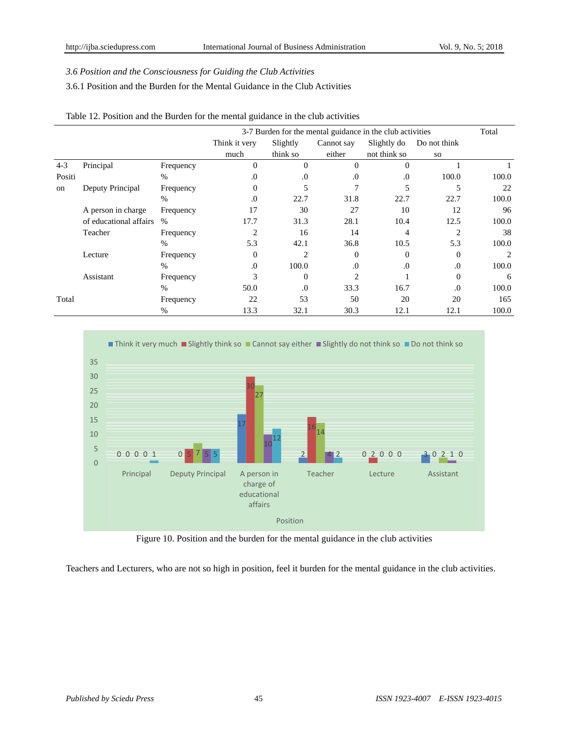*3.6 Position and the Consciousness for Guiding the Club Activities*

3.6.1 Position and the Burden for the Mental Guidance in the Club Activities

Table 12. Position and the Burden for the mental guidance in the club activities

| | | | 3-7 Burden for the mental guidance in the club activities | | | | | Total |
|---|---|---|---|---|---|---|---|---|
| | | | Think it very much | Slightly think so | Cannot say either | Slightly do not think so | Do not think so | |
| 4-3 Position | Principal | Frequency | 0 | 0 | 0 | 0 | 1 | 1 |
| | | % | .0 | .0 | .0 | .0 | 100.0 | 100.0 |
| | Deputy Principal | Frequency | 0 | 5 | 7 | 5 | 5 | 22 |
| | | % | .0 | 22.7 | 31.8 | 22.7 | 22.7 | 100.0 |
| | A person in charge of educational affairs | Frequency | 17 | 30 | 27 | 10 | 12 | 96 |
| | | % | 17.7 | 31.3 | 28.1 | 10.4 | 12.5 | 100.0 |
| | Teacher | Frequency | 2 | 16 | 14 | 4 | 2 | 38 |
| | | % | 5.3 | 42.1 | 36.8 | 10.5 | 5.3 | 100.0 |
| | Lecture | Frequency | 0 | 2 | 0 | 0 | 0 | 2 |
| | | % | .0 | 100.0 | .0 | .0 | .0 | 100.0 |
| | Assistant | Frequency | 3 | 0 | 2 | 1 | 0 | 6 |
| | | % | 50.0 | .0 | 33.3 | 16.7 | .0 | 100.0 |
| Total | | Frequency | 22 | 53 | 50 | 20 | 20 | 165 |
| | | % | 13.3 | 32.1 | 30.3 | 12.1 | 12.1 | 100.0 |

Figure 10. Position and the burden for the mental guidance in the club activities

Teachers and Lecturers, who are not so high in position, feel it burden for the mental guidance in the club activities.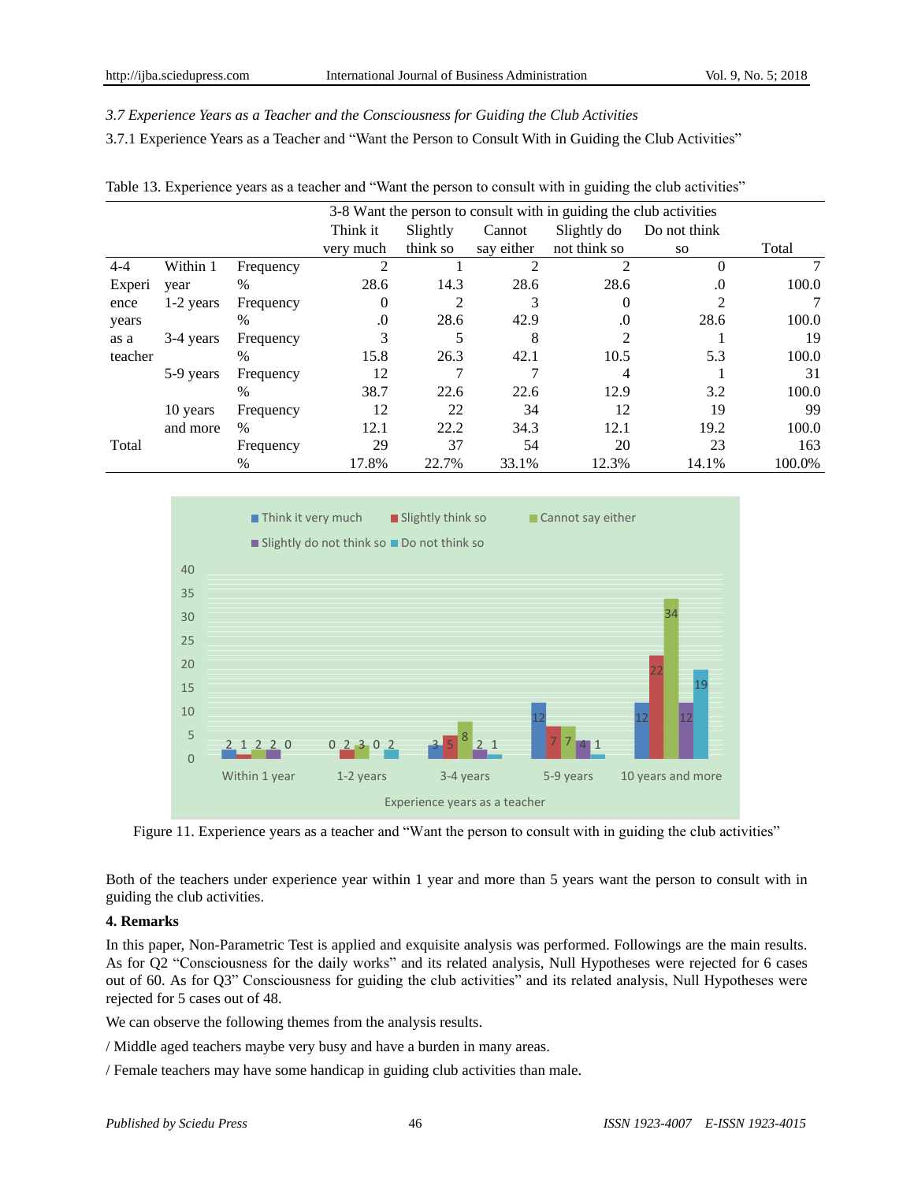*3.7 Experience Years as a Teacher and the Consciousness for Guiding the Club Activities*

3.7.1 Experience Years as a Teacher and "Want the Person to Consult With in Guiding the Club Activities"

Table 13. Experience years as a teacher and "Want the person to consult with in guiding the club activities"

| | | | 3-8 Want the person to consult with in guiding the club activities | | | | | |
|---|---|---|---|---|---|---|---|---|
| | | | Think it very much | Slightly think so | Cannot say either | Slightly do not think so | Do not think so | Total |
| 4-4 Experience years as a teacher | Within 1 year | Frequency | 2 | 1 | 2 | 2 | 0 | 7 |
| | | % | 28.6 | 14.3 | 28.6 | 28.6 | .0 | 100.0 |
| | 1-2 years | Frequency | 0 | 2 | 3 | 0 | 2 | 7 |
| | | % | .0 | 28.6 | 42.9 | .0 | 28.6 | 100.0 |
| | 3-4 years | Frequency | 3 | 5 | 8 | 2 | 1 | 19 |
| | | % | 15.8 | 26.3 | 42.1 | 10.5 | 5.3 | 100.0 |
| | 5-9 years | Frequency | 12 | 7 | 7 | 4 | 1 | 31 |
| | | % | 38.7 | 22.6 | 22.6 | 12.9 | 3.2 | 100.0 |
| | 10 years and more | Frequency | 12 | 22 | 34 | 12 | 19 | 99 |
| | | % | 12.1 | 22.2 | 34.3 | 12.1 | 19.2 | 100.0 |
| Total | | Frequency | 29 | 37 | 54 | 20 | 23 | 163 |
| | | % | 17.8% | 22.7% | 33.1% | 12.3% | 14.1% | 100.0% |

Figure 11. Experience years as a teacher and "Want the person to consult with in guiding the club activities"

Both of the teachers under experience year within 1 year and more than 5 years want the person to consult with in guiding the club activities.

**4. Remarks**

In this paper, Non-Parametric Test is applied and exquisite analysis was performed. Followings are the main results. As for Q2 "Consciousness for the daily works" and its related analysis, Null Hypotheses were rejected for 6 cases out of 60. As for Q3" Consciousness for guiding the club activities" and its related analysis, Null Hypotheses were rejected for 5 cases out of 48.

We can observe the following themes from the analysis results.

/ Middle aged teachers maybe very busy and have a burden in many areas.

/ Female teachers may have some handicap in guiding club activities than male.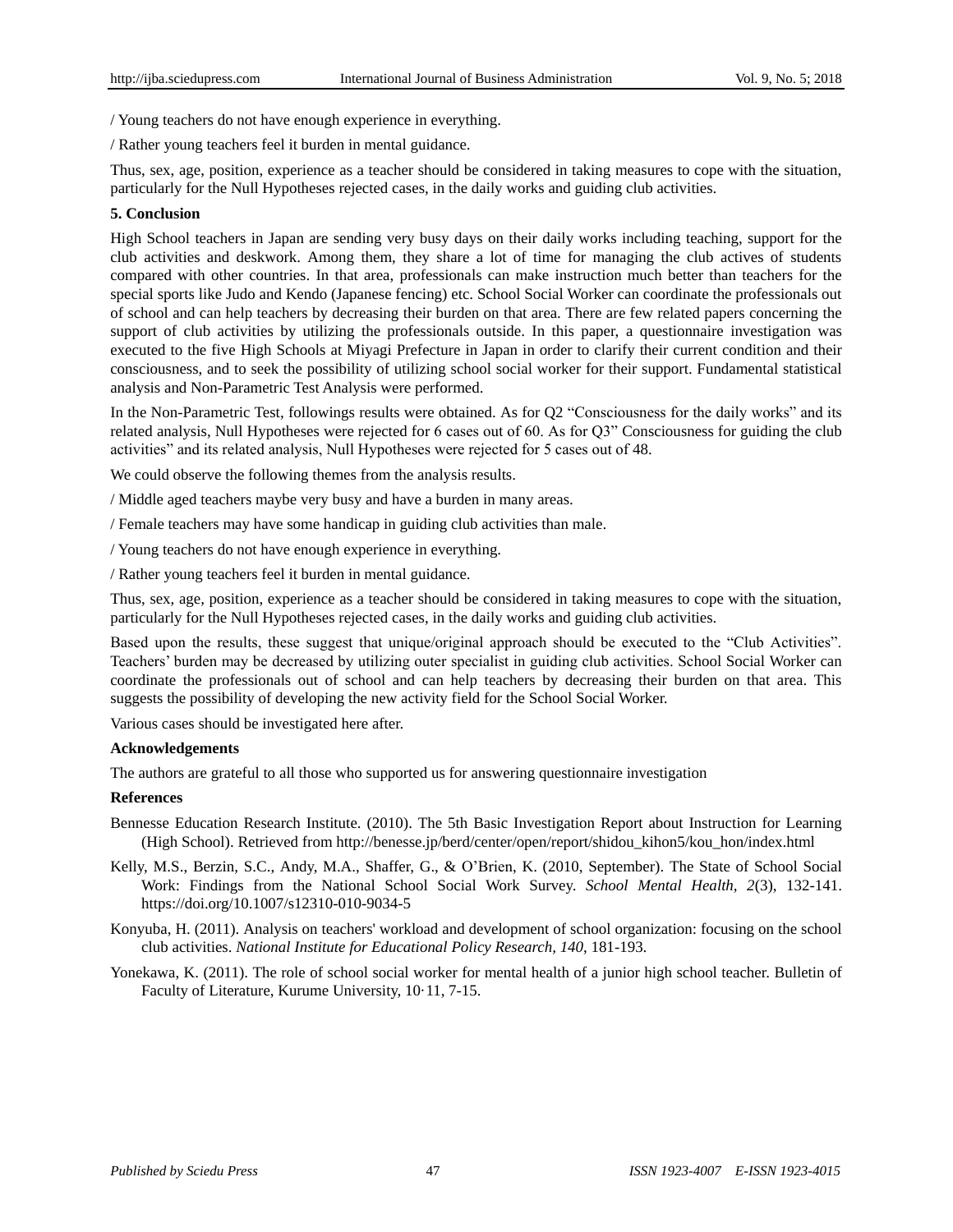/ Young teachers do not have enough experience in everything.

/ Rather young teachers feel it burden in mental guidance.

Thus, sex, age, position, experience as a teacher should be considered in taking measures to cope with the situation, particularly for the Null Hypotheses rejected cases, in the daily works and guiding club activities.

## 5. Conclusion

High School teachers in Japan are sending very busy days on their daily works including teaching, support for the club activities and deskwork. Among them, they share a lot of time for managing the club actives of students compared with other countries. In that area, professionals can make instruction much better than teachers for the special sports like Judo and Kendo (Japanese fencing) etc. School Social Worker can coordinate the professionals out of school and can help teachers by decreasing their burden on that area. There are few related papers concerning the support of club activities by utilizing the professionals outside. In this paper, a questionnaire investigation was executed to the five High Schools at Miyagi Prefecture in Japan in order to clarify their current condition and their consciousness, and to seek the possibility of utilizing school social worker for their support. Fundamental statistical analysis and Non-Parametric Test Analysis were performed.

In the Non-Parametric Test, followings results were obtained. As for Q2 "Consciousness for the daily works" and its related analysis, Null Hypotheses were rejected for 6 cases out of 60. As for Q3" Consciousness for guiding the club activities" and its related analysis, Null Hypotheses were rejected for 5 cases out of 48.

We could observe the following themes from the analysis results.

/ Middle aged teachers maybe very busy and have a burden in many areas.

/ Female teachers may have some handicap in guiding club activities than male.

/ Young teachers do not have enough experience in everything.

/ Rather young teachers feel it burden in mental guidance.

Thus, sex, age, position, experience as a teacher should be considered in taking measures to cope with the situation, particularly for the Null Hypotheses rejected cases, in the daily works and guiding club activities.

Based upon the results, these suggest that unique/original approach should be executed to the "Club Activities". Teachers' burden may be decreased by utilizing outer specialist in guiding club activities. School Social Worker can coordinate the professionals out of school and can help teachers by decreasing their burden on that area. This suggests the possibility of developing the new activity field for the School Social Worker.

Various cases should be investigated here after.

**Acknowledgements**

The authors are grateful to all those who supported us for answering questionnaire investigation

**References**

Bennesse Education Research Institute. (2010). The 5th Basic Investigation Report about Instruction for Learning (High School). Retrieved from http://benesse.jp/berd/center/open/report/shidou_kihon5/kou_hon/index.html

Kelly, M.S., Berzin, S.C., Andy, M.A., Shaffer, G., & O'Brien, K. (2010, September). The State of School Social Work: Findings from the National School Social Work Survey. *School Mental Health, 2*(3), 132-141. https://doi.org/10.1007/s12310-010-9034-5

Konyuba, H. (2011). Analysis on teachers' workload and development of school organization: focusing on the school club activities. *National Institute for Educational Policy Research, 140*, 181-193.

Yonekawa, K. (2011). The role of school social worker for mental health of a junior high school teacher. Bulletin of Faculty of Literature, Kurume University, 10·11, 7-15.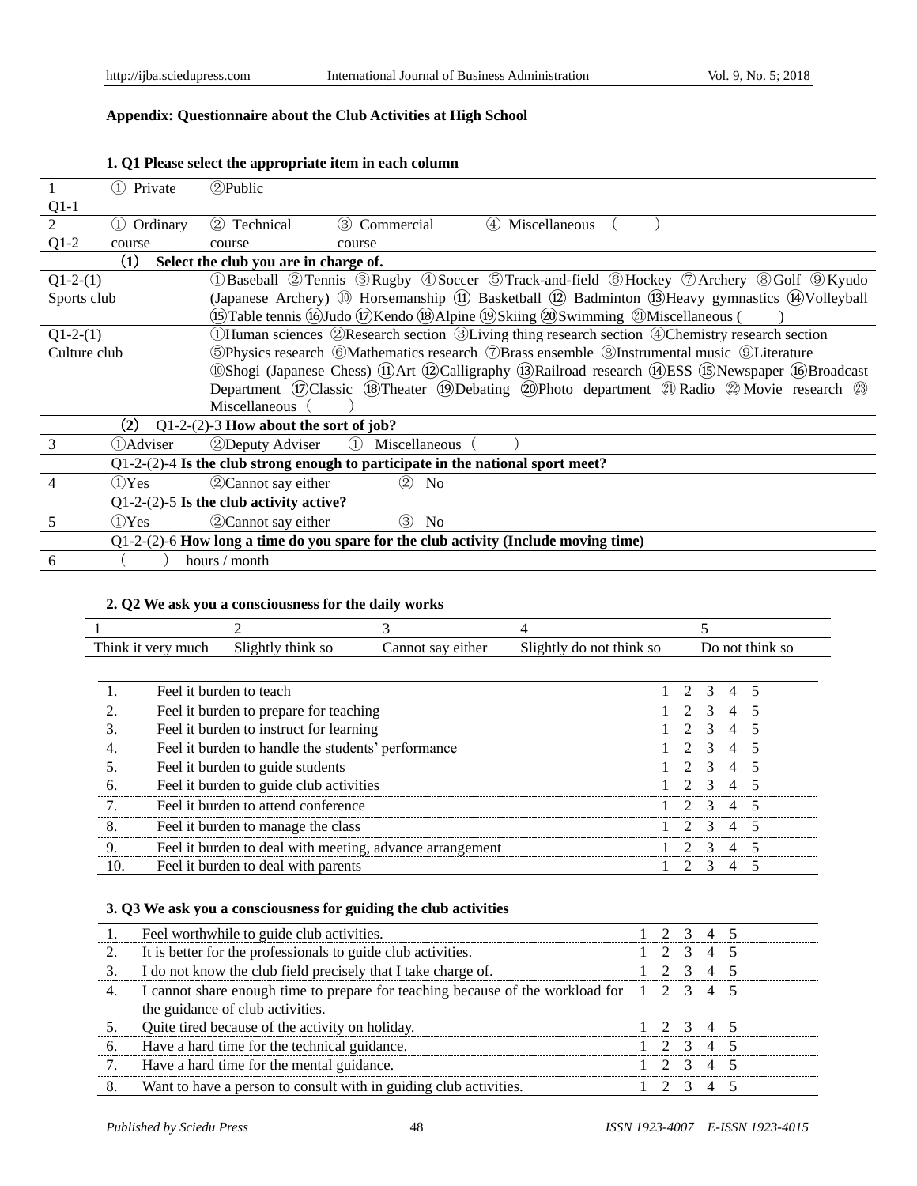## Appendix: Questionnaire about the Club Activities at High School

### 1. Q1 Please select the appropriate item in each column

| | | |
|---|---|---|
| 1<br>Q1-1 | ① Private | ②Public |
| 2<br>Q1-2 | ① Ordinary course | ② Technical course ③ Commercial course ④ Miscellaneous （ ） |
| | (1) | **Select the club you are in charge of.** |
| Q1-2-(1)<br>Sports club | | ①Baseball ②Tennis ③Rugby ④Soccer ⑤Track-and-field ⑥Hockey ⑦Archery ⑧Golf ⑨Kyudo (Japanese Archery) ⑩ Horsemanship ⑪ Basketball ⑫ Badminton ⑬Heavy gymnastics ⑭Volleyball ⑮Table tennis ⑯Judo ⑰Kendo ⑱Alpine ⑲Skiing ⑳Swimming ㉑Miscellaneous ( ) |
| Q1-2-(1)<br>Culture club | | ①Human sciences ②Research section ③Living thing research section ④Chemistry research section ⑤Physics research ⑥Mathematics research ⑦Brass ensemble ⑧Instrumental music ⑨Literature ⑩Shogi (Japanese Chess) ⑪Art ⑫Calligraphy ⑬Railroad research ⑭ESS ⑮Newspaper ⑯Broadcast Department ⑰Classic ⑱Theater ⑲Debating ⑳Photo department ㉑ Radio ㉒ Movie research ㉓ Miscellaneous（ ） |
| | (2) | Q1-2-(2)-3 **How about the sort of job?** |
| 3 | ①Adviser | ②Deputy Adviser ① Miscellaneous（ ） |
| | | Q1-2-(2)-4 **Is the club strong enough to participate in the national sport meet?** |
| 4 | ①Yes | ②Cannot say either ② No |
| | | Q1-2-(2)-5 **Is the club activity active?** |
| 5 | ①Yes | ②Cannot say either ③ No |
| | | Q1-2-(2)-6 **How long a time do you spare for the club activity (Include moving time)** |
| 6 | （ ） | hours / month |

### 2. Q2 We ask you a consciousness for the daily works

| 1 | 2 | 3 | 4 | 5 |
|---|---|---|---|---|
| Think it very much | Slightly think so | Cannot say either | Slightly do not think so | Do not think so |

| | | |
|---|---|---|
| 1. | Feel it burden to teach | 1 2 3 4 5 |
| 2. | Feel it burden to prepare for teaching | 1 2 3 4 5 |
| 3. | Feel it burden to instruct for learning | 1 2 3 4 5 |
| 4. | Feel it burden to handle the students' performance | 1 2 3 4 5 |
| 5. | Feel it burden to guide students | 1 2 3 4 5 |
| 6. | Feel it burden to guide club activities | 1 2 3 4 5 |
| 7. | Feel it burden to attend conference | 1 2 3 4 5 |
| 8. | Feel it burden to manage the class | 1 2 3 4 5 |
| 9. | Feel it burden to deal with meeting, advance arrangement | 1 2 3 4 5 |
| 10. | Feel it burden to deal with parents | 1 2 3 4 5 |

### 3. Q3 We ask you a consciousness for guiding the club activities

| | | |
|---|---|---|
| 1. | Feel worthwhile to guide club activities. | 1 2 3 4 5 |
| 2. | It is better for the professionals to guide club activities. | 1 2 3 4 5 |
| 3. | I do not know the club field precisely that I take charge of. | 1 2 3 4 5 |
| 4. | I cannot share enough time to prepare for teaching because of the workload for the guidance of club activities. | 1 2 3 4 5 |
| 5. | Quite tired because of the activity on holiday. | 1 2 3 4 5 |
| 6. | Have a hard time for the technical guidance. | 1 2 3 4 5 |
| 7. | Have a hard time for the mental guidance. | 1 2 3 4 5 |
| 8. | Want to have a person to consult with in guiding club activities. | 1 2 3 4 5 |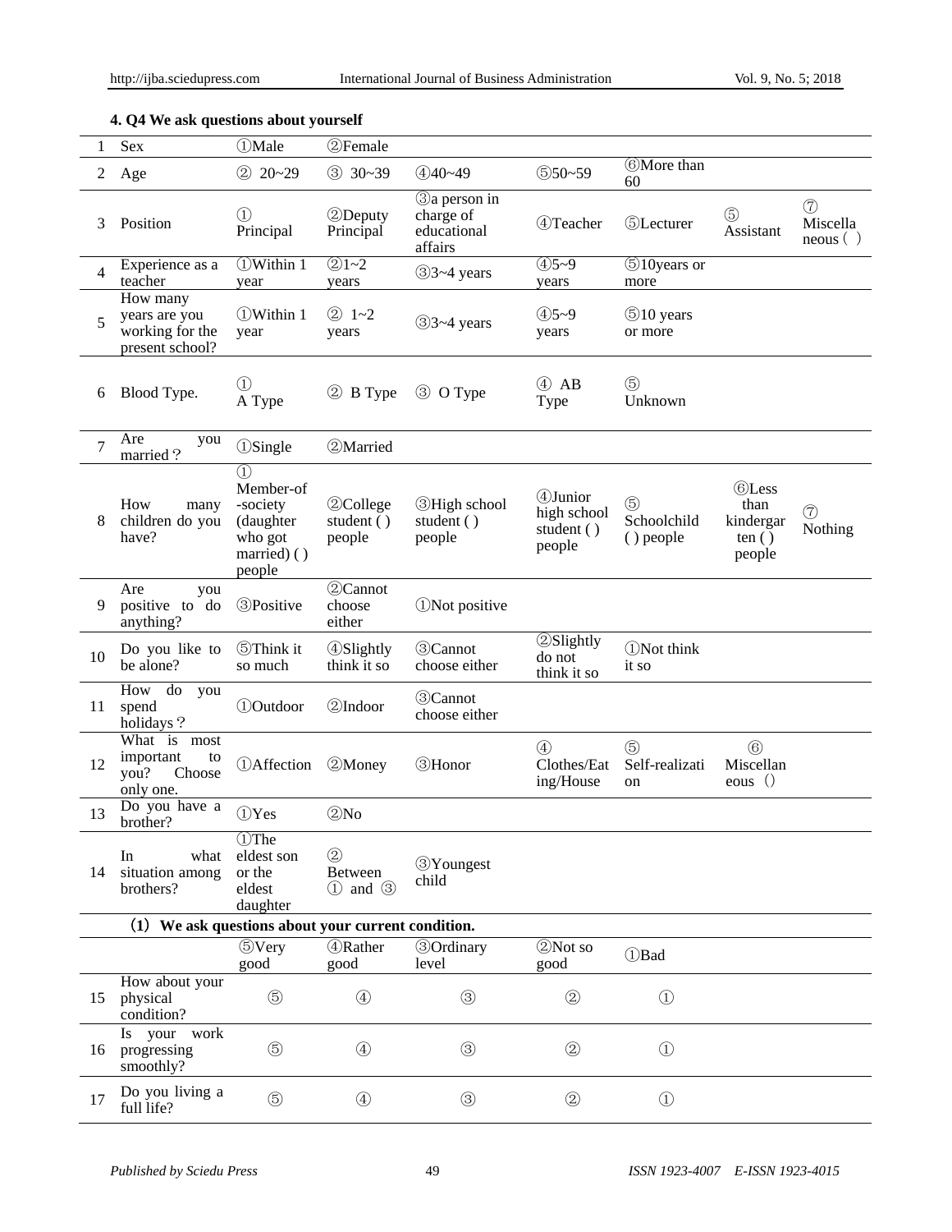#### 4. Q4 We ask questions about yourself

| | | | | | | | | |
|---|---|---|---|---|---|---|---|---|
| 1 | Sex | ①Male | ②Female | | | | | |
| 2 | Age | ② 20~29 | ③ 30~39 | ④40~49 | ⑤50~59 | ⑥More than 60 | | |
| 3 | Position | ① Principal | ②Deputy Principal | ③a person in charge of educational affairs | ④Teacher | ⑤Lecturer | ⑤ Assistant | ⑦ Miscellaneous ( ) |
| 4 | Experience as a teacher | ①Within 1 year | ②1~2 years | ③3~4 years | ④5~9 years | ⑤10years or more | | |
| 5 | How many years are you working for the present school? | ①Within 1 year | ② 1~2 years | ③3~4 years | ④5~9 years | ⑤10 years or more | | |
| 6 | Blood Type. | ① A Type | ② B Type | ③ O Type | ④ AB Type | ⑤ Unknown | | |
| 7 | Are you married？ | ①Single | ②Married | | | | | |
| 8 | How many children do you have? | ① Member-of -society (daughter who got married) ( ) people | ②College student ( ) people | ③High school student ( ) people | ④Junior high school student ( ) people | ⑤ Schoolchild ( ) people | ⑥Less than kindergarten ( ) people | ⑦ Nothing |
| 9 | Are you positive to do anything? | ③Positive | ②Cannot choose either | ①Not positive | | | | |
| 10 | Do you like to be alone? | ⑤Think it so much | ④Slightly think it so | ③Cannot choose either | ②Slightly do not think it so | ①Not think it so | | |
| 11 | How do you spend holidays？ | ①Outdoor | ②Indoor | ③Cannot choose either | | | | |
| 12 | What is most important to you? Choose only one. | ①Affection | ②Money | ③Honor | ④ Clothes/Eating/House | ⑤ Self-realization | ⑥ Miscellaneous () | |
| 13 | Do you have a brother? | ①Yes | ②No | | | | | |
| 14 | In what situation among brothers? | ①The eldest son or the eldest daughter | ② Between ① and ③ | ③Youngest child | | | | |

**(1) We ask questions about your current condition.**

| | | | | | | |
|---|---|---|---|---|---|---|
| | | ⑤Very good | ④Rather good | ③Ordinary level | ②Not so good | ①Bad |
| 15 | How about your physical condition? | ⑤ | ④ | ③ | ② | ① |
| 16 | Is your work progressing smoothly? | ⑤ | ④ | ③ | ② | ① |
| 17 | Do you living a full life? | ⑤ | ④ | ③ | ② | ① |